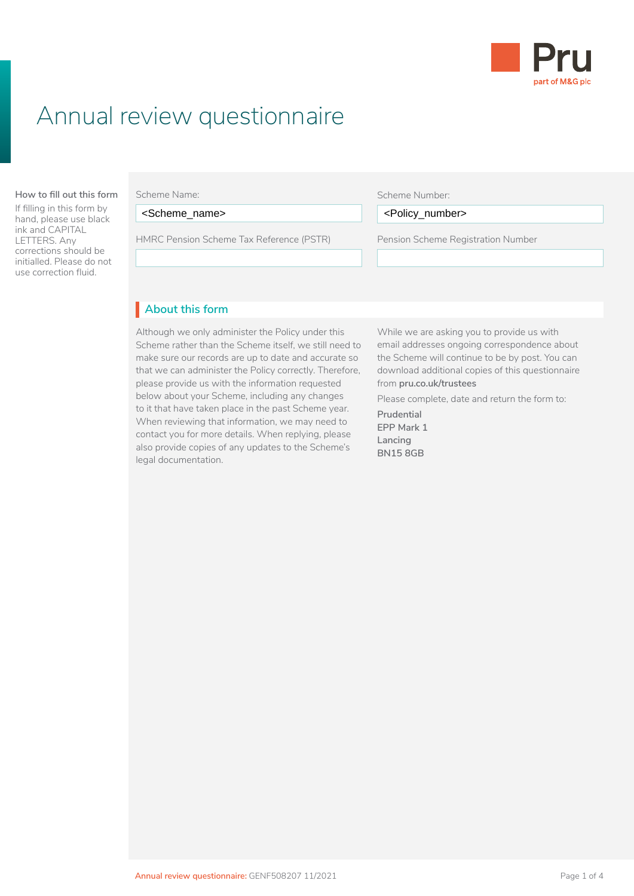Pru
part of M&G plc

# Annual review questionnaire

**How to fill out this form**

If filling in this form by hand, please use black ink and CAPITAL LETTERS. Any corrections should be initialled. Please do not use correction fluid.

| Scheme Name: | Scheme Number: |
| --- | --- |
| <Scheme_name> | <Policy_number> |
| HMRC Pension Scheme Tax Reference (PSTR) | Pension Scheme Registration Number |
| | |

## About this form

Although we only administer the Policy under this Scheme rather than the Scheme itself, we still need to make sure our records are up to date and accurate so that we can administer the Policy correctly. Therefore, please provide us with the information requested below about your Scheme, including any changes to it that have taken place in the past Scheme year. When reviewing that information, we may need to contact you for more details. When replying, please also provide copies of any updates to the Scheme's legal documentation.

While we are asking you to provide us with email addresses ongoing correspondence about the Scheme will continue to be by post. You can download additional copies of this questionnaire from **pru.co.uk/trustees**

Please complete, date and return the form to:

Prudential
EPP Mark 1
Lancing
BN15 8GB

Annual review questionnaire: GENF508207 11/2021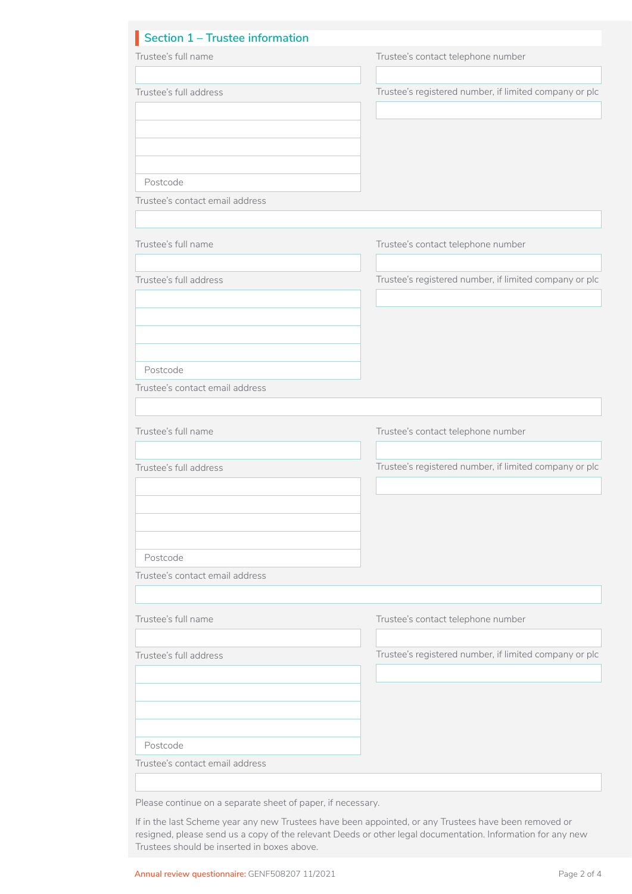## Section 1 – Trustee information

Trustee's full name

Trustee's contact telephone number

Trustee's full address

Trustee's registered number, if limited company or plc

Postcode

Trustee's contact email address

Trustee's full name

Trustee's contact telephone number

Trustee's full address

Trustee's registered number, if limited company or plc

Postcode

Trustee's contact email address

Trustee's full name

Trustee's contact telephone number

Trustee's full address

Trustee's registered number, if limited company or plc

Postcode

Trustee's contact email address

Trustee's full name

Trustee's contact telephone number

Trustee's full address

Trustee's registered number, if limited company or plc

Postcode

Trustee's contact email address

Please continue on a separate sheet of paper, if necessary.

If in the last Scheme year any new Trustees have been appointed, or any Trustees have been removed or resigned, please send us a copy of the relevant Deeds or other legal documentation. Information for any new Trustees should be inserted in boxes above.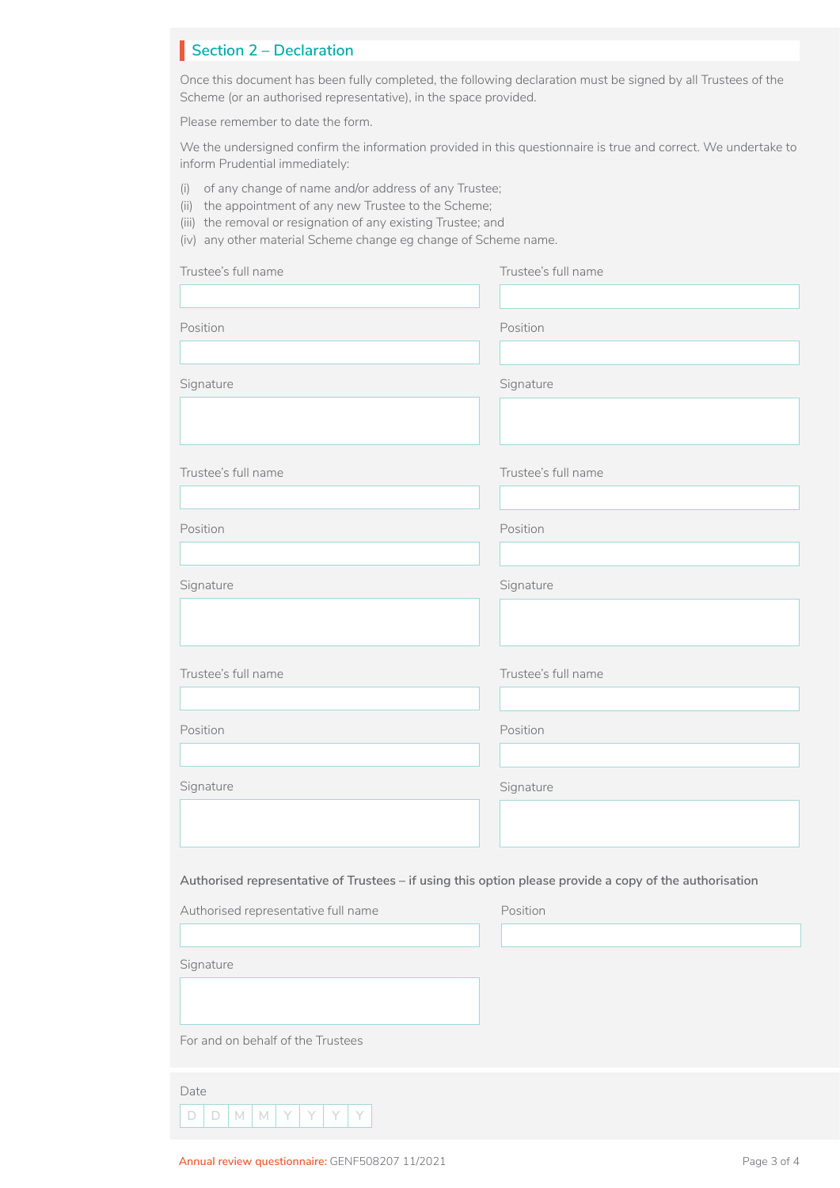## Section 2 – Declaration

Once this document has been fully completed, the following declaration must be signed by all Trustees of the Scheme (or an authorised representative), in the space provided.

Please remember to date the form.

We the undersigned confirm the information provided in this questionnaire is true and correct. We undertake to inform Prudential immediately:

(i) of any change of name and/or address of any Trustee;
(ii) the appointment of any new Trustee to the Scheme;
(iii) the removal or resignation of any existing Trustee; and
(iv) any other material Scheme change eg change of Scheme name.

Trustee's full name

Position

Signature

Trustee's full name

Position

Signature

Trustee's full name

Position

Signature

Trustee's full name

Position

Signature

Trustee's full name

Position

Signature

Trustee's full name

Position

Signature

**Authorised representative of Trustees – if using this option please provide a copy of the authorisation**

Authorised representative full name

Position

Signature

For and on behalf of the Trustees

Date

| D | D | M | M | Y | Y | Y | Y |
|---|---|---|---|---|---|---|---|

Annual review questionnaire: GENF508207 11/2021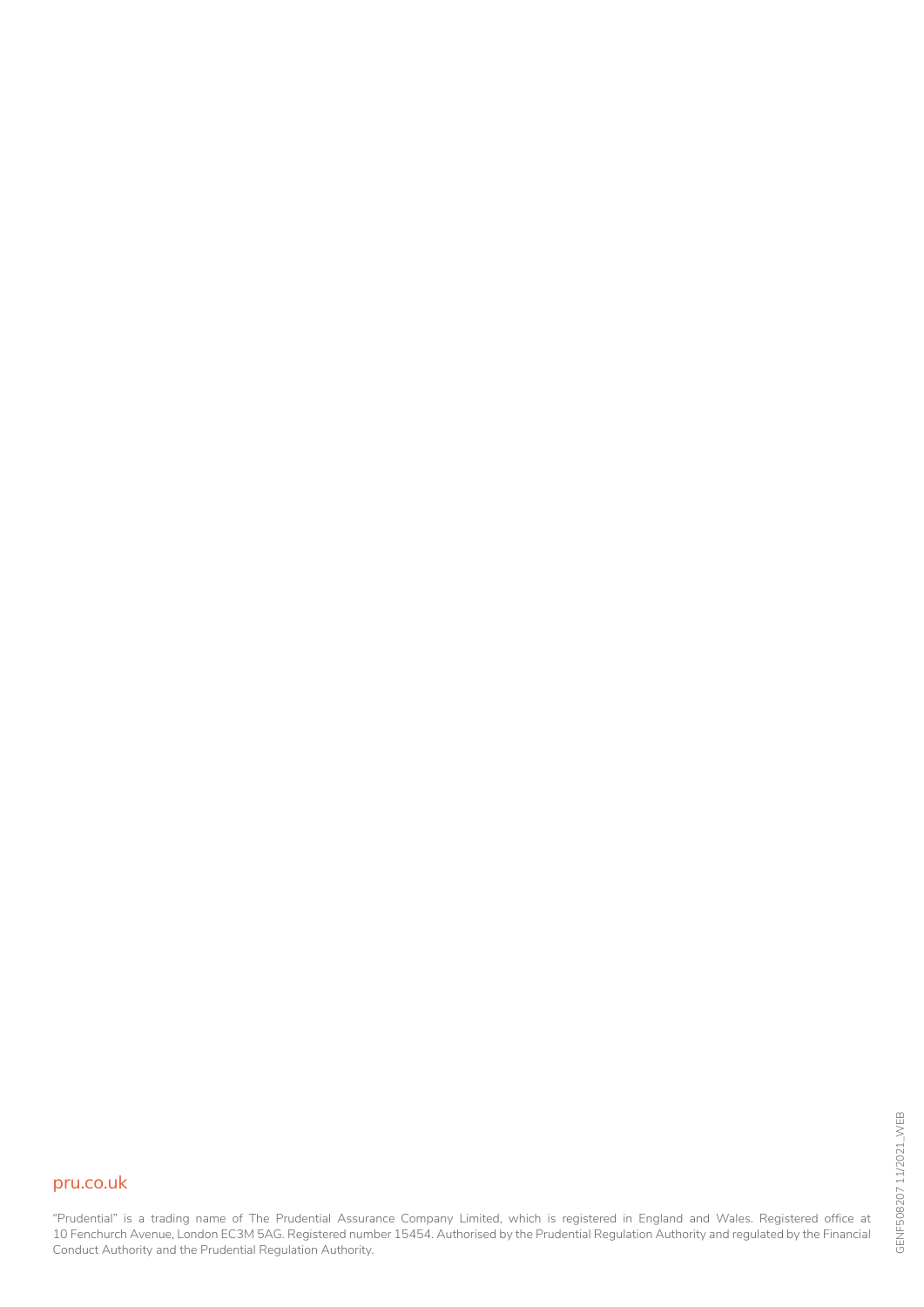pru.co.uk

"Prudential" is a trading name of The Prudential Assurance Company Limited, which is registered in England and Wales. Registered office at 10 Fenchurch Avenue, London EC3M 5AG. Registered number 15454. Authorised by the Prudential Regulation Authority and regulated by the Financial Conduct Authority and the Prudential Regulation Authority.

GENF508207 11/2021_WEB